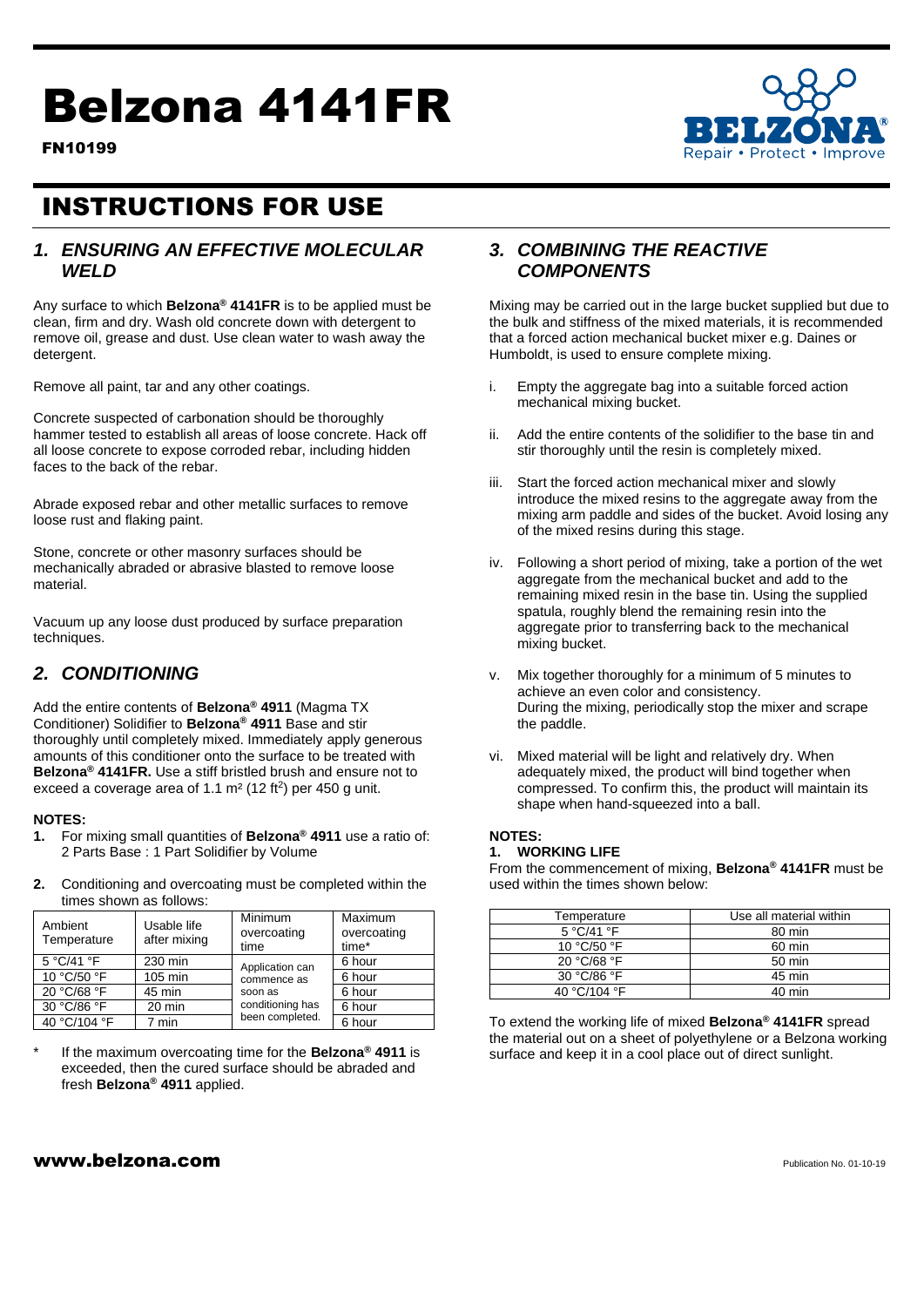# Belzona 4141FR

**FN10199**

# INSTRUCTIONS FOR USE

## *1. ENSURING AN EFFECTIVE MOLECULAR WELD*

Any surface to which **Belzona® 4141FR** is to be applied must be clean, firm and dry. Wash old concrete down with detergent to remove oil, grease and dust. Use clean water to wash away the detergent.

Remove all paint, tar and any other coatings.

Concrete suspected of carbonation should be thoroughly hammer tested to establish all areas of loose concrete. Hack off all loose concrete to expose corroded rebar, including hidden faces to the back of the rebar.

Abrade exposed rebar and other metallic surfaces to remove loose rust and flaking paint.

Stone, concrete or other masonry surfaces should be mechanically abraded or abrasive blasted to remove loose material.

Vacuum up any loose dust produced by surface preparation techniques.

## *2. CONDITIONING*

Add the entire contents of **Belzona® 4911** (Magma TX Conditioner) Solidifier to **Belzona® 4911** Base and stir thoroughly until completely mixed. Immediately apply generous amounts of this conditioner onto the surface to be treated with **Belzona® 4141FR.** Use a stiff bristled brush and ensure not to exceed a coverage area of 1.1 m² (12 ft²) per 450 g unit.

**NOTES:**

1. For mixing small quantities of **Belzona® 4911** use a ratio of: 2 Parts Base : 1 Part Solidifier by Volume
2. Conditioning and overcoating must be completed within the times shown as follows:

| Ambient Temperature | Usable life after mixing | Minimum overcoating time | Maximum overcoating time* |
|---|---|---|---|
| 5 °C/41 °F | 230 min | Application can commence as soon as conditioning has been completed. | 6 hour |
| 10 °C/50 °F | 105 min | | 6 hour |
| 20 °C/68 °F | 45 min | | 6 hour |
| 30 °C/86 °F | 20 min | | 6 hour |
| 40 °C/104 °F | 7 min | | 6 hour |

\* If the maximum overcoating time for the **Belzona® 4911** is exceeded, then the cured surface should be abraded and fresh **Belzona® 4911** applied.

## *3. COMBINING THE REACTIVE COMPONENTS*

Mixing may be carried out in the large bucket supplied but due to the bulk and stiffness of the mixed materials, it is recommended that a forced action mechanical bucket mixer e.g. Daines or Humboldt, is used to ensure complete mixing.

i. Empty the aggregate bag into a suitable forced action mechanical mixing bucket.

ii. Add the entire contents of the solidifier to the base tin and stir thoroughly until the resin is completely mixed.

iii. Start the forced action mechanical mixer and slowly introduce the mixed resins to the aggregate away from the mixing arm paddle and sides of the bucket. Avoid losing any of the mixed resins during this stage.

iv. Following a short period of mixing, take a portion of the wet aggregate from the mechanical bucket and add to the remaining mixed resin in the base tin. Using the supplied spatula, roughly blend the remaining resin into the aggregate prior to transferring back to the mechanical mixing bucket.

v. Mix together thoroughly for a minimum of 5 minutes to achieve an even color and consistency.
During the mixing, periodically stop the mixer and scrape the paddle.

vi. Mixed material will be light and relatively dry. When adequately mixed, the product will bind together when compressed. To confirm this, the product will maintain its shape when hand-squeezed into a ball.

**NOTES:**

**1. WORKING LIFE**

From the commencement of mixing, **Belzona® 4141FR** must be used within the times shown below:

| Temperature | Use all material within |
|---|---|
| 5 °C/41 °F | 80 min |
| 10 °C/50 °F | 60 min |
| 20 °C/68 °F | 50 min |
| 30 °C/86 °F | 45 min |
| 40 °C/104 °F | 40 min |

To extend the working life of mixed **Belzona® 4141FR** spread the material out on a sheet of polyethylene or a Belzona working surface and keep it in a cool place out of direct sunlight.

**www.belzona.com**

Publication No. 01-10-19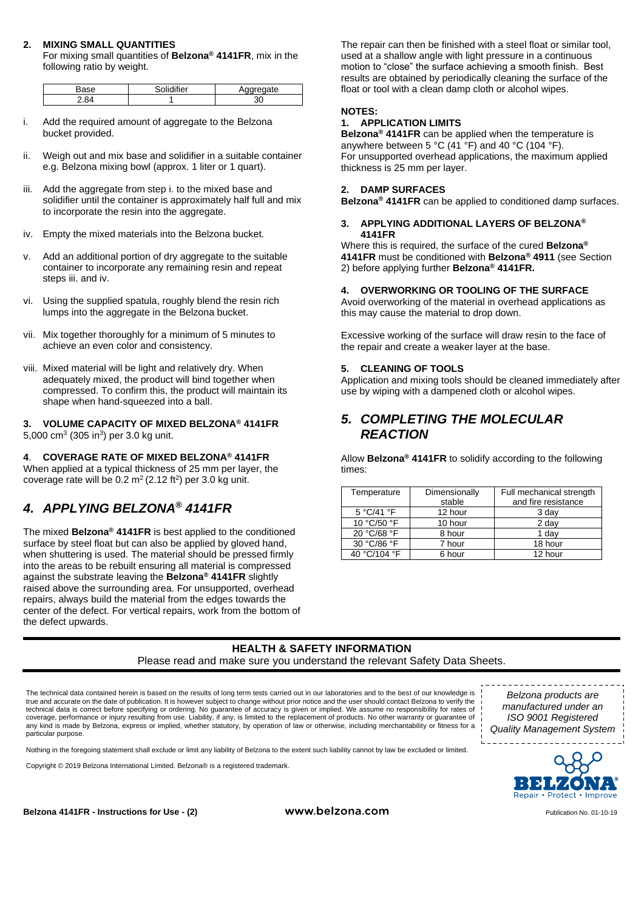**2. MIXING SMALL QUANTITIES**

For mixing small quantities of **Belzona® 4141FR**, mix in the following ratio by weight.

| Base | Solidifier | Aggregate |
|---|---|---|
| 2.84 | 1 | 30 |

i. Add the required amount of aggregate to the Belzona bucket provided.

ii. Weigh out and mix base and solidifier in a suitable container e.g. Belzona mixing bowl (approx. 1 liter or 1 quart).

iii. Add the aggregate from step i. to the mixed base and solidifier until the container is approximately half full and mix to incorporate the resin into the aggregate.

iv. Empty the mixed materials into the Belzona bucket.

v. Add an additional portion of dry aggregate to the suitable container to incorporate any remaining resin and repeat steps iii. and iv.

vi. Using the supplied spatula, roughly blend the resin rich lumps into the aggregate in the Belzona bucket.

vii. Mix together thoroughly for a minimum of 5 minutes to achieve an even color and consistency.

viii. Mixed material will be light and relatively dry. When adequately mixed, the product will bind together when compressed. To confirm this, the product will maintain its shape when hand-squeezed into a ball.

**3. VOLUME CAPACITY OF MIXED BELZONA® 4141FR**

5,000 cm³ (305 in³) per 3.0 kg unit.

**4. COVERAGE RATE OF MIXED BELZONA® 4141FR**

When applied at a typical thickness of 25 mm per layer, the coverage rate will be 0.2 m² (2.12 ft²) per 3.0 kg unit.

## *4. APPLYING BELZONA® 4141FR*

The mixed **Belzona® 4141FR** is best applied to the conditioned surface by steel float but can also be applied by gloved hand, when shuttering is used. The material should be pressed firmly into the areas to be rebuilt ensuring all material is compressed against the substrate leaving the **Belzona® 4141FR** slightly raised above the surrounding area. For unsupported, overhead repairs, always build the material from the edges towards the center of the defect. For vertical repairs, work from the bottom of the defect upwards.

The repair can then be finished with a steel float or similar tool, used at a shallow angle with light pressure in a continuous motion to "close" the surface achieving a smooth finish. Best results are obtained by periodically cleaning the surface of the float or tool with a clean damp cloth or alcohol wipes.

**NOTES:**

**1. APPLICATION LIMITS**

**Belzona® 4141FR** can be applied when the temperature is anywhere between 5 °C (41 °F) and 40 °C (104 °F).
For unsupported overhead applications, the maximum applied thickness is 25 mm per layer.

**2. DAMP SURFACES**

**Belzona® 4141FR** can be applied to conditioned damp surfaces.

**3. APPLYING ADDITIONAL LAYERS OF BELZONA® 4141FR**

Where this is required, the surface of the cured **Belzona® 4141FR** must be conditioned with **Belzona® 4911** (see Section 2) before applying further **Belzona® 4141FR.**

**4. OVERWORKING OR TOOLING OF THE SURFACE**

Avoid overworking of the material in overhead applications as this may cause the material to drop down.

Excessive working of the surface will draw resin to the face of the repair and create a weaker layer at the base.

**5. CLEANING OF TOOLS**

Application and mixing tools should be cleaned immediately after use by wiping with a dampened cloth or alcohol wipes.

## *5. COMPLETING THE MOLECULAR REACTION*

Allow **Belzona® 4141FR** to solidify according to the following times:

| Temperature | Dimensionally stable | Full mechanical strength and fire resistance |
|---|---|---|
| 5 °C/41 °F | 12 hour | 3 day |
| 10 °C/50 °F | 10 hour | 2 day |
| 20 °C/68 °F | 8 hour | 1 day |
| 30 °C/86 °F | 7 hour | 18 hour |
| 40 °C/104 °F | 6 hour | 12 hour |

**HEALTH & SAFETY INFORMATION**

Please read and make sure you understand the relevant Safety Data Sheets.

The technical data contained herein is based on the results of long term tests carried out in our laboratories and to the best of our knowledge is true and accurate on the date of publication. It is however subject to change without prior notice and the user should contact Belzona to verify the technical data is correct before specifying or ordering. No guarantee of accuracy is given or implied. We assume no responsibility for rates of coverage, performance or injury resulting from use. Liability, if any, is limited to the replacement of products. No other warranty or guarantee of any kind is made by Belzona, express or implied, whether statutory, by operation of law or otherwise, including merchantability or fitness for a particular purpose.

Nothing in the foregoing statement shall exclude or limit any liability of Belzona to the extent such liability cannot by law be excluded or limited.

Copyright © 2019 Belzona International Limited. Belzona® is a registered trademark.

*Belzona products are manufactured under an ISO 9001 Registered Quality Management System*

BELZONA® Repair • Protect • Improve

**Belzona 4141FR - Instructions for Use - (2)** www.belzona.com Publication No. 01-10-19